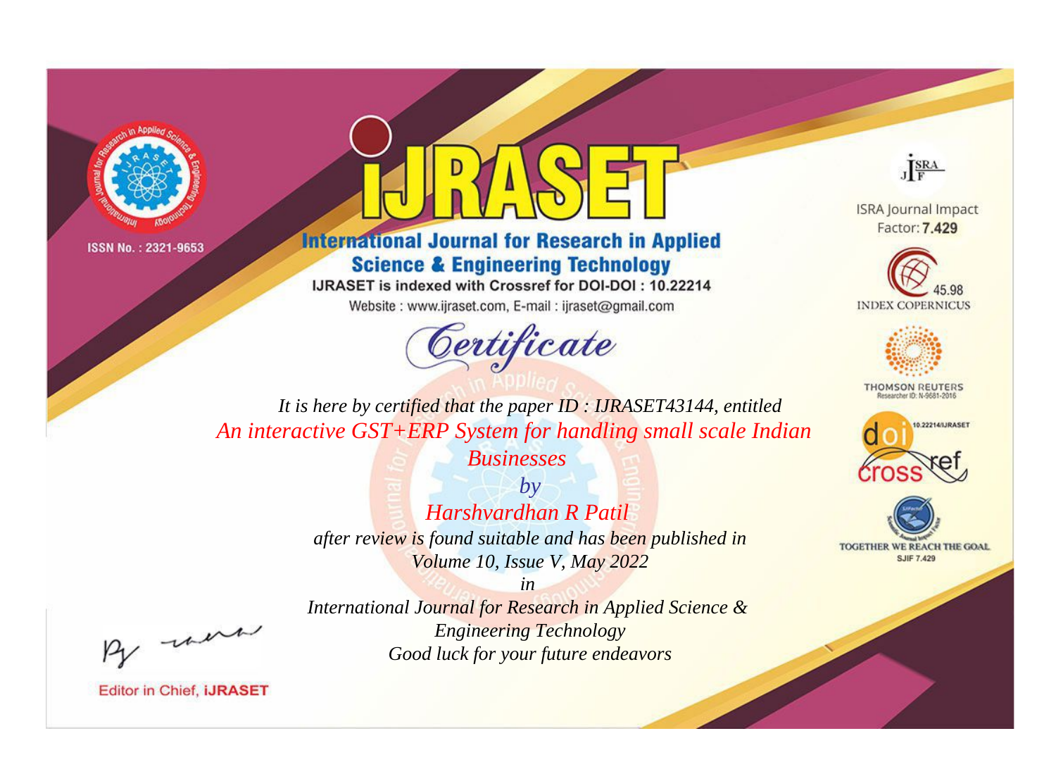ISSN No. : 2321-9653

# IJRASET

## International Journal for Research in Applied Science & Engineering Technology

IJRASET is indexed with Crossref for DOI-DOI : 10.22214

Website : www.ijraset.com, E-mail : ijraset@gmail.com

ISRA Journal Impact Factor: **7.429**

45.98 INDEX COPERNICUS

THOMSON REUTERS Researcher ID: N-9681-2016

10.22214/IJRASET

TOGETHER WE REACH THE GOAL SJIF 7.429

## *Certificate*

*It is here by certified that the paper ID : IJRASET43144, entitled*

*An interactive GST+ERP System for handling small scale Indian Businesses*

*by*

*Harshvardhan R Patil*

*after review is found suitable and has been published in*

*Volume 10, Issue V, May 2022*

*in*

*International Journal for Research in Applied Science & Engineering Technology*

*Good luck for your future endeavors*

Editor in Chief, IJRASET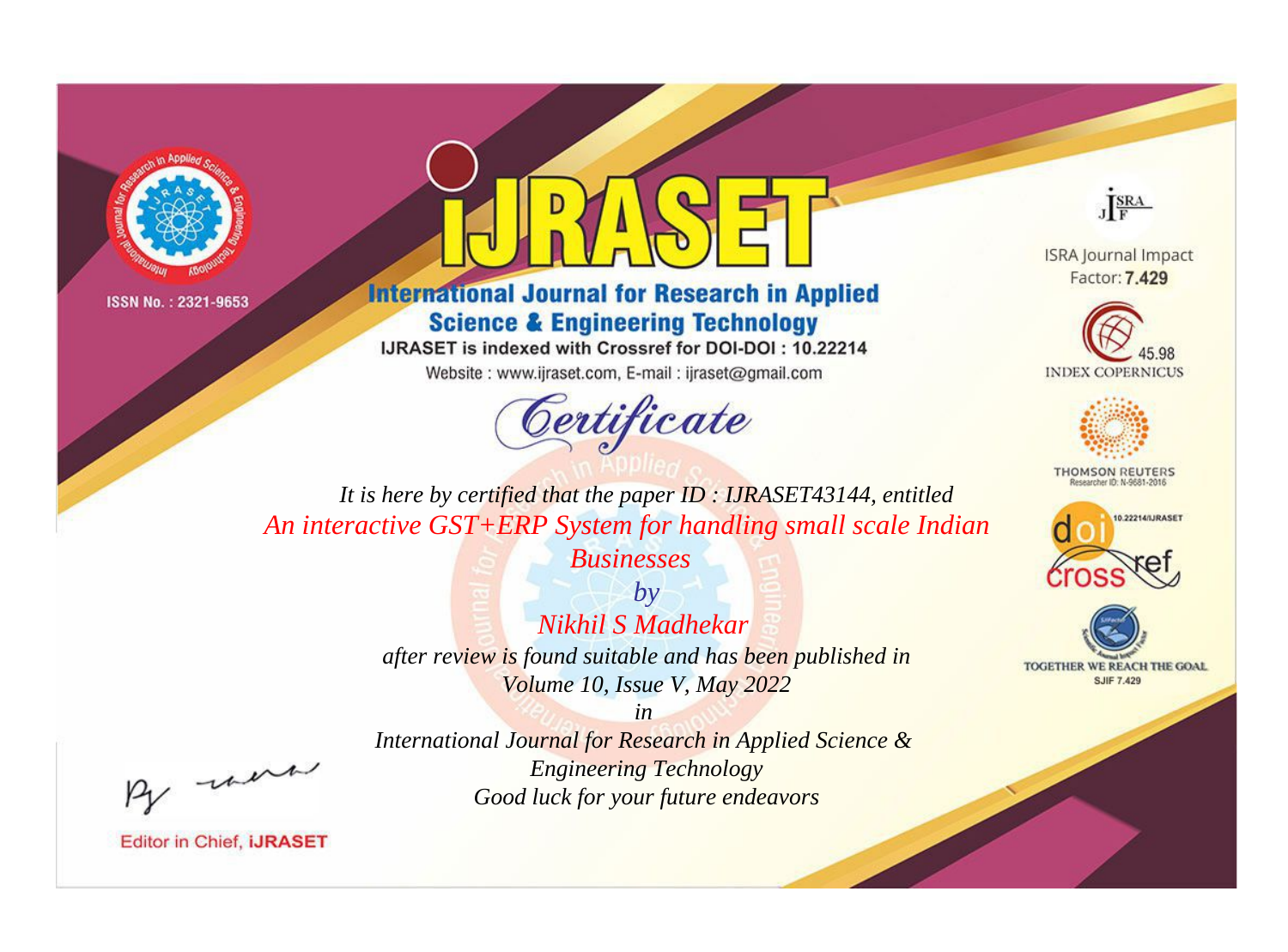ISSN No. : 2321-9653

# IJRASET

## International Journal for Research in Applied Science & Engineering Technology

IJRASET is indexed with Crossref for DOI-DOI : 10.22214

Website : www.ijraset.com, E-mail : ijraset@gmail.com

ISRA Journal Impact Factor: **7.429**

45.98 INDEX COPERNICUS

THOMSON REUTERS Researcher ID: N-9681-2016

10.22214/IJRASET

TOGETHER WE REACH THE GOAL SJIF 7.429

# *Certificate*

*It is here by certified that the paper ID : IJRASET43144, entitled*

*An interactive GST+ERP System for handling small scale Indian Businesses*

*by*

*Nikhil S Madhekar*

*after review is found suitable and has been published in*

*Volume 10, Issue V, May 2022*

*in*

*International Journal for Research in Applied Science & Engineering Technology*

*Good luck for your future endeavors*

Editor in Chief, IJRASET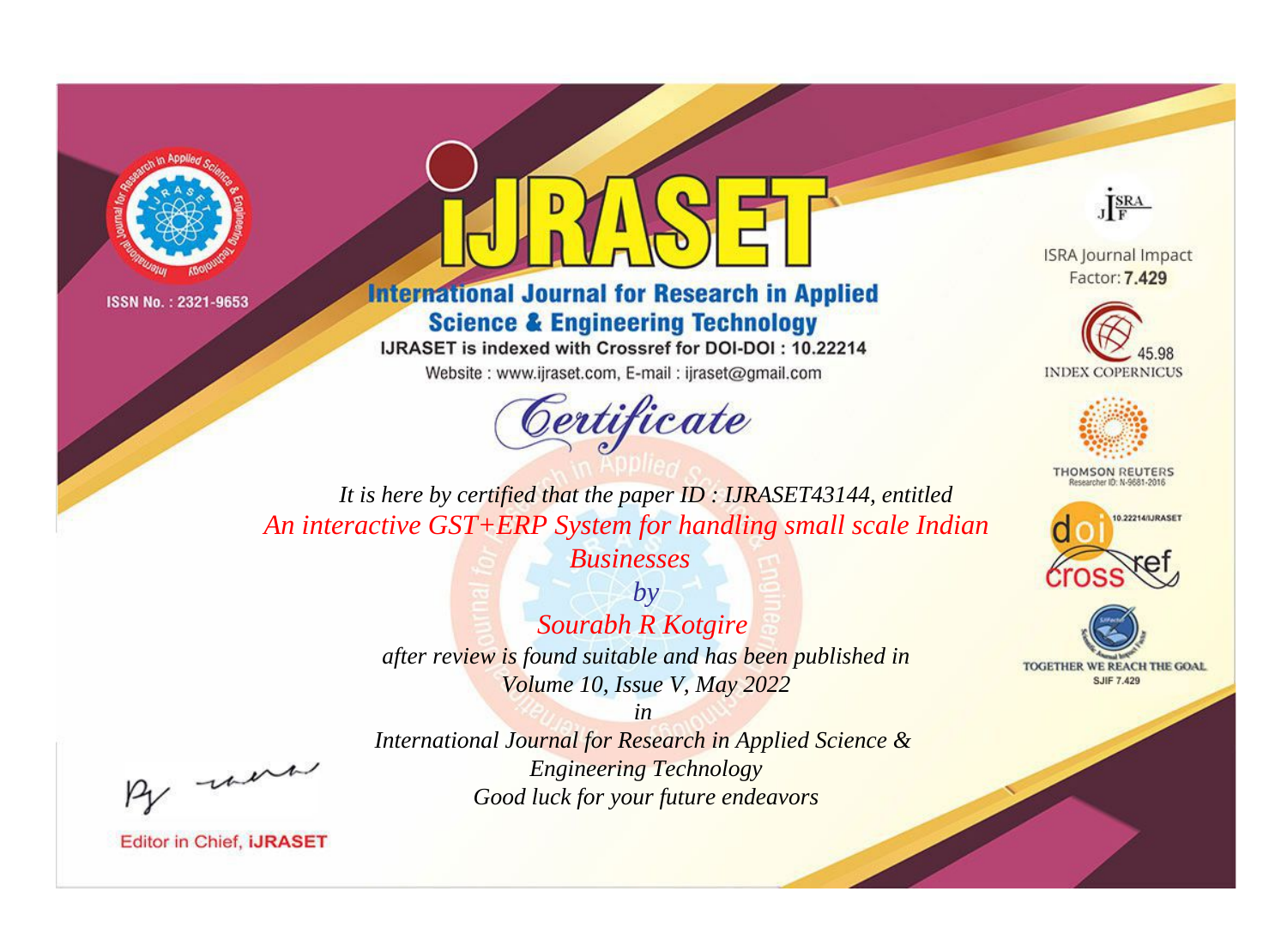ISSN No. : 2321-9653

# iJRASET

## International Journal for Research in Applied Science & Engineering Technology

IJRASET is indexed with Crossref for DOI-DOI : 10.22214

Website : www.ijraset.com, E-mail : ijraset@gmail.com

*Certificate*

*It is here by certified that the paper ID : IJRASET43144, entitled*

*An interactive GST+ERP System for handling small scale Indian Businesses*

*by*

*Sourabh R Kotgire*

*after review is found suitable and has been published in*

*Volume 10, Issue V, May 2022*

*in*

*International Journal for Research in Applied Science & Engineering Technology*

*Good luck for your future endeavors*

Editor in Chief, iJRASET

ISRA Journal Impact Factor: **7.429**

45.98 INDEX COPERNICUS

THOMSON REUTERS Researcher ID: N-9681-2016

10.22214/IJRASET

TOGETHER WE REACH THE GOAL SJIF 7.429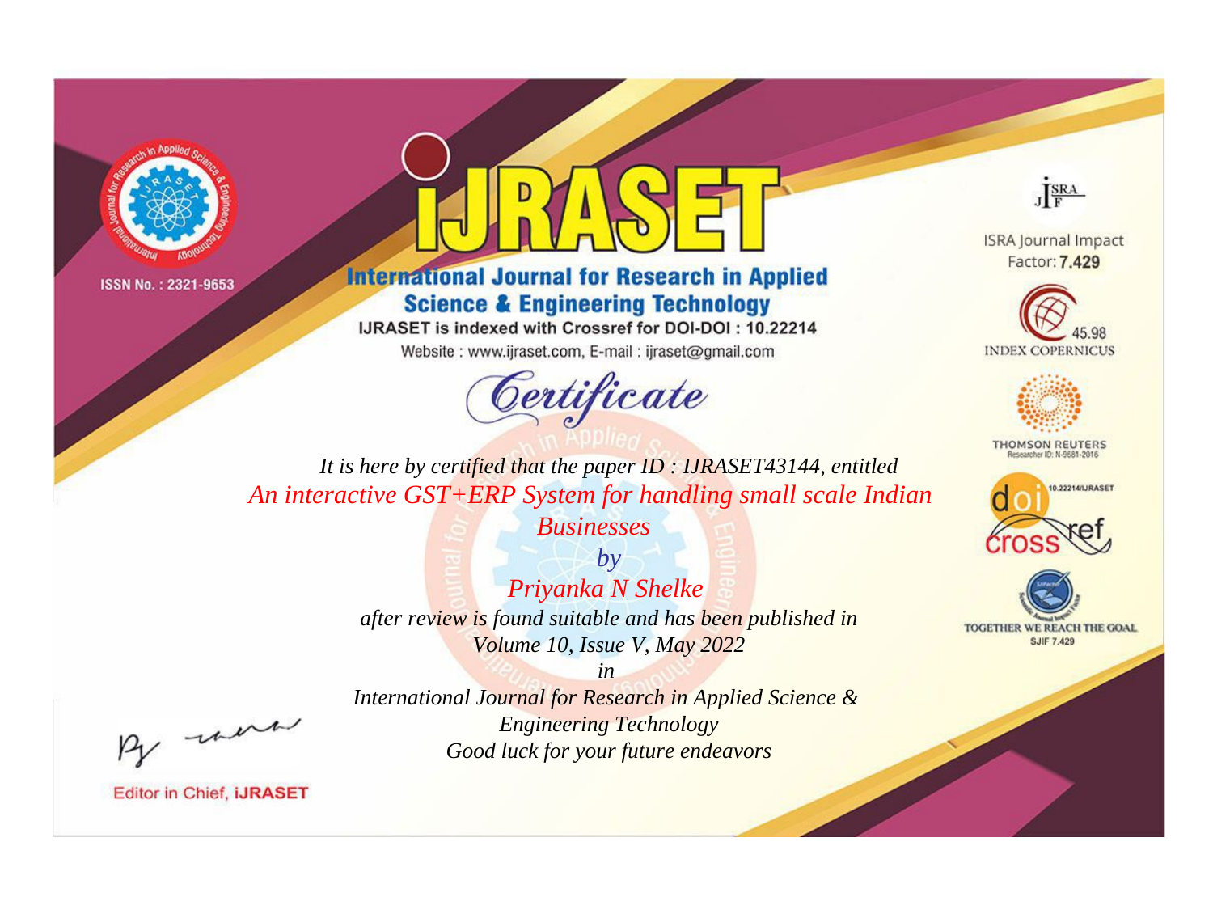ISSN No. : 2321-9653

# IJRASET

## International Journal for Research in Applied Science & Engineering Technology

IJRASET is indexed with Crossref for DOI-DOI : 10.22214

Website : www.ijraset.com, E-mail : ijraset@gmail.com

# Certificate

*It is here by certified that the paper ID : IJRASET43144, entitled*

*An interactive GST+ERP System for handling small scale Indian Businesses*

*by*

*Priyanka N Shelke*

*after review is found suitable and has been published in*

*Volume 10, Issue V, May 2022*

*in*

*International Journal for Research in Applied Science & Engineering Technology*

*Good luck for your future endeavors*

ISRA Journal Impact Factor: **7.429**

45.98 INDEX COPERNICUS

THOMSON REUTERS Researcher ID: N-9681-2016

10.22214/IJRASET

TOGETHER WE REACH THE GOAL SJIF 7.429

Editor in Chief, iJRASET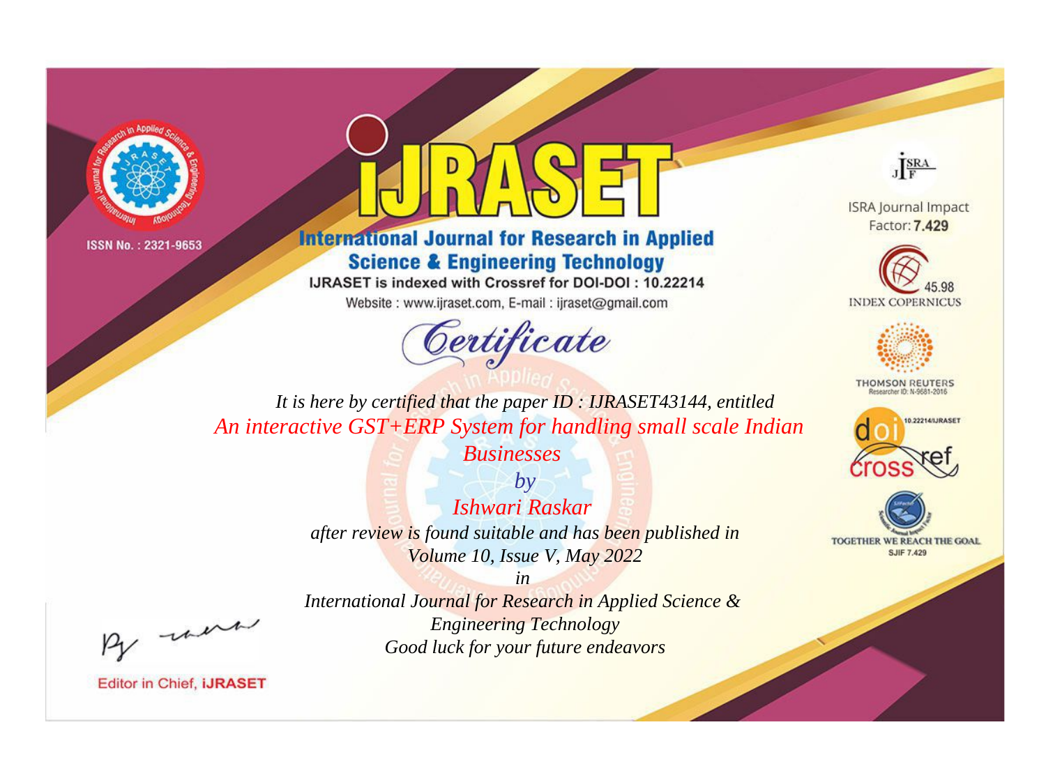ISSN No. : 2321-9653

# IJRASET

## International Journal for Research in Applied Science & Engineering Technology

IJRASET is indexed with Crossref for DOI-DOI : 10.22214

Website : www.ijraset.com, E-mail : ijraset@gmail.com

ISRA Journal Impact Factor: **7.429**

45.98 INDEX COPERNICUS

THOMSON REUTERS Researcher ID: N-9681-2016

10.22214/IJRASET

TOGETHER WE REACH THE GOAL SJIF 7.429

# *Certificate*

*It is here by certified that the paper ID : IJRASET43144, entitled*

*An interactive GST+ERP System for handling small scale Indian Businesses*

*by*

*Ishwari Raskar*

*after review is found suitable and has been published in*

*Volume 10, Issue V, May 2022*

*in*

*International Journal for Research in Applied Science & Engineering Technology*

*Good luck for your future endeavors*

Editor in Chief, **iJRASET**